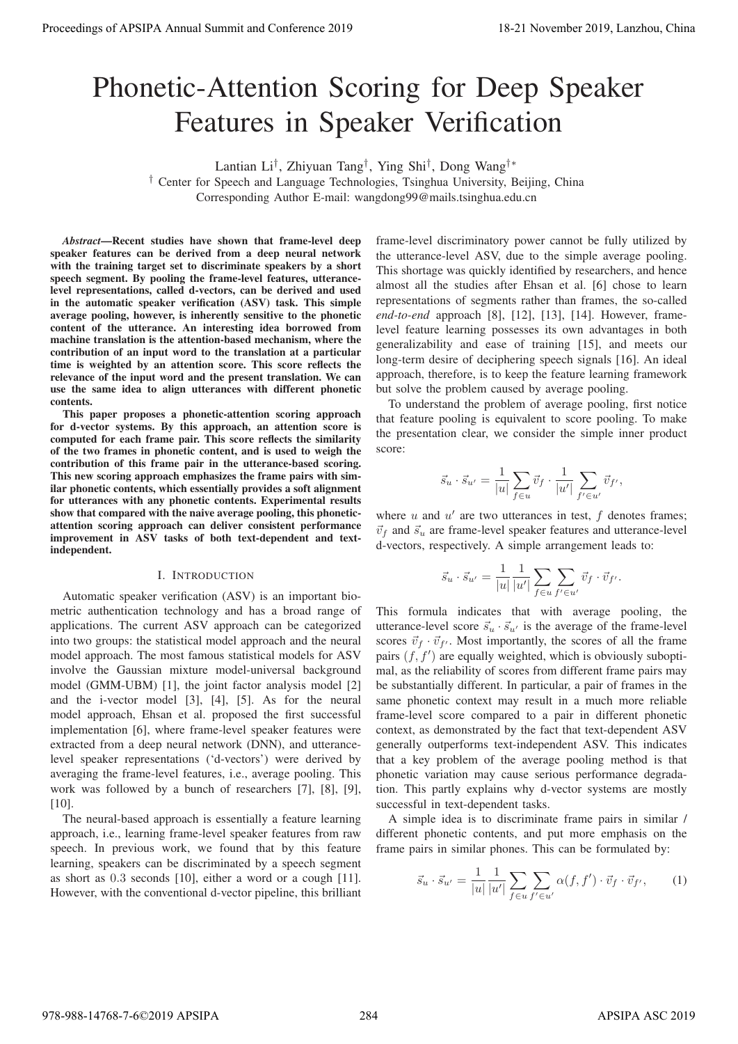# Phonetic-Attention Scoring for Deep Speaker Features in Speaker Verification

Lantian Li[†], Zhiyuan Tang[†], Ying Shi[†], Dong Wang[†*]

[†] Center for Speech and Language Technologies, Tsinghua University, Beijing, China

Corresponding Author E-mail: wangdong99@mails.tsinghua.edu.cn

***Abstract*—Recent studies have shown that frame-level deep speaker features can be derived from a deep neural network with the training target set to discriminate speakers by a short speech segment. By pooling the frame-level features, utterance-level representations, called d-vectors, can be derived and used in the automatic speaker verification (ASV) task. This simple average pooling, however, is inherently sensitive to the phonetic content of the utterance. An interesting idea borrowed from machine translation is the attention-based mechanism, where the contribution of an input word to the translation at a particular time is weighted by an attention score. This score reflects the relevance of the input word and the present translation. We can use the same idea to align utterances with different phonetic contents.**

**This paper proposes a phonetic-attention scoring approach for d-vector systems. By this approach, an attention score is computed for each frame pair. This score reflects the similarity of the two frames in phonetic content, and is used to weigh the contribution of this frame pair in the utterance-based scoring. This new scoring approach emphasizes the frame pairs with similar phonetic contents, which essentially provides a soft alignment for utterances with any phonetic contents. Experimental results show that compared with the naive average pooling, this phonetic-attention scoring approach can deliver consistent performance improvement in ASV tasks of both text-dependent and text-independent.**

## I. Introduction

Automatic speaker verification (ASV) is an important biometric authentication technology and has a broad range of applications. The current ASV approach can be categorized into two groups: the statistical model approach and the neural model approach. The most famous statistical models for ASV involve the Gaussian mixture model-universal background model (GMM-UBM) [1], the joint factor analysis model [2] and the i-vector model [3], [4], [5]. As for the neural model approach, Ehsan et al. proposed the first successful implementation [6], where frame-level speaker features were extracted from a deep neural network (DNN), and utterance-level speaker representations ('d-vectors') were derived by averaging the frame-level features, i.e., average pooling. This work was followed by a bunch of researchers [7], [8], [9], [10].

The neural-based approach is essentially a feature learning approach, i.e., learning frame-level speaker features from raw speech. In previous work, we found that by this feature learning, speakers can be discriminated by a speech segment as short as 0.3 seconds [10], either a word or a cough [11]. However, with the conventional d-vector pipeline, this brilliant frame-level discriminatory power cannot be fully utilized by the utterance-level ASV, due to the simple average pooling. This shortage was quickly identified by researchers, and hence almost all the studies after Ehsan et al. [6] chose to learn representations of segments rather than frames, the so-called *end-to-end* approach [8], [12], [13], [14]. However, frame-level feature learning possesses its own advantages in both generalizability and ease of training [15], and meets our long-term desire of deciphering speech signals [16]. An ideal approach, therefore, is to keep the feature learning framework but solve the problem caused by average pooling.

To understand the problem of average pooling, first notice that feature pooling is equivalent to score pooling. To make the presentation clear, we consider the simple inner product score:

$$\vec{s}_u \cdot \vec{s}_{u'} = \frac{1}{|u|} \sum_{f \in u} \vec{v}_f \cdot \frac{1}{|u'|} \sum_{f' \in u'} \vec{v}_{f'},$$

where $u$ and $u'$ are two utterances in test, $f$ denotes frames; $\vec{v}_f$ and $\vec{s}_u$ are frame-level speaker features and utterance-level d-vectors, respectively. A simple arrangement leads to:

$$\vec{s}_u \cdot \vec{s}_{u'} = \frac{1}{|u|} \frac{1}{|u'|} \sum_{f \in u} \sum_{f' \in u'} \vec{v}_f \cdot \vec{v}_{f'}.$$

This formula indicates that with average pooling, the utterance-level score $\vec{s}_u \cdot \vec{s}_{u'}$ is the average of the frame-level scores $\vec{v}_f \cdot \vec{v}_{f'}$. Most importantly, the scores of all the frame pairs $(f, f')$ are equally weighted, which is obviously suboptimal, as the reliability of scores from different frame pairs may be substantially different. In particular, a pair of frames in the same phonetic context may result in a much more reliable frame-level score compared to a pair in different phonetic context, as demonstrated by the fact that text-dependent ASV generally outperforms text-independent ASV. This indicates that a key problem of the average pooling method is that phonetic variation may cause serious performance degradation. This partly explains why d-vector systems are mostly successful in text-dependent tasks.

A simple idea is to discriminate frame pairs in similar / different phonetic contents, and put more emphasis on the frame pairs in similar phones. This can be formulated by:

$$\vec{s}_u \cdot \vec{s}_{u'} = \frac{1}{|u|} \frac{1}{|u'|} \sum_{f \in u} \sum_{f' \in u'} \alpha(f, f') \cdot \vec{v}_f \cdot \vec{v}_{f'}, \tag{1}$$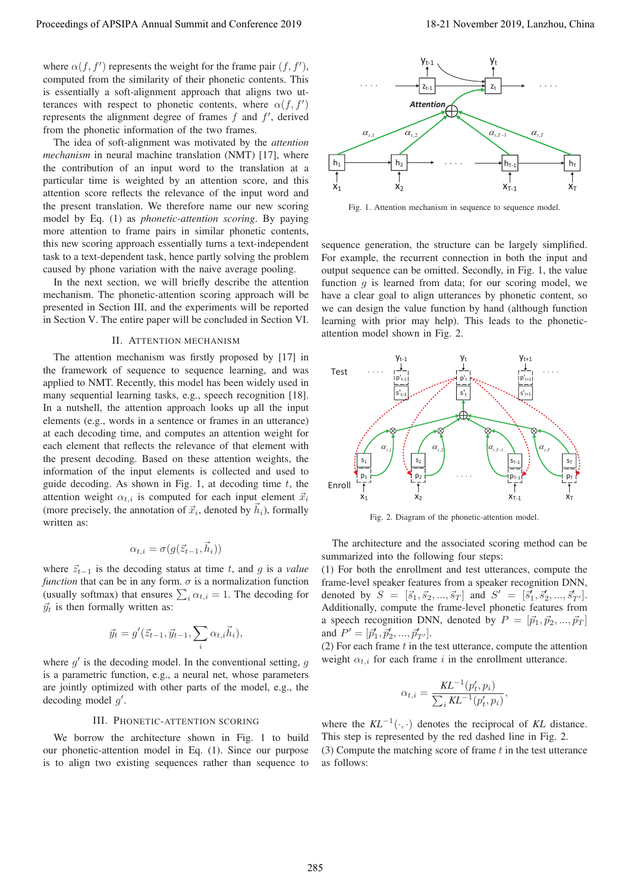where $\alpha(f, f')$ represents the weight for the frame pair $(f, f')$, computed from the similarity of their phonetic contents. This is essentially a soft-alignment approach that aligns two utterances with respect to phonetic contents, where $\alpha(f, f')$ represents the alignment degree of frames $f$ and $f'$, derived from the phonetic information of the two frames.

The idea of soft-alignment was motivated by the *attention mechanism* in neural machine translation (NMT) [17], where the contribution of an input word to the translation at a particular time is weighted by an attention score, and this attention score reflects the relevance of the input word and the present translation. We therefore name our new scoring model by Eq. (1) as *phonetic-attention scoring*. By paying more attention to frame pairs in similar phonetic contents, this new scoring approach essentially turns a text-independent task to a text-dependent task, hence partly solving the problem caused by phone variation with the naive average pooling.

In the next section, we will briefly describe the attention mechanism. The phonetic-attention scoring approach will be presented in Section III, and the experiments will be reported in Section V. The entire paper will be concluded in Section VI.

## II. Attention Mechanism

The attention mechanism was firstly proposed by [17] in the framework of sequence to sequence learning, and was applied to NMT. Recently, this model has been widely used in many sequential learning tasks, e.g., speech recognition [18]. In a nutshell, the attention approach looks up all the input elements (e.g., words in a sentence or frames in an utterance) at each decoding time, and computes an attention weight for each element that reflects the relevance of that element with the present decoding. Based on these attention weights, the information of the input elements is collected and used to guide decoding. As shown in Fig. 1, at decoding time $t$, the attention weight $\alpha_{t,i}$ is computed for each input element $\vec{x}_i$ (more precisely, the annotation of $\vec{x}_i$, denoted by $\vec{h}_i$), formally written as:

$$\alpha_{t,i} = \sigma(g(\vec{z}_{t-1}, \vec{h}_i))$$

where $\vec{z}_{t-1}$ is the decoding status at time $t$, and $g$ is a *value function* that can be in any form. $\sigma$ is a normalization function (usually softmax) that ensures $\sum_i \alpha_{t,i} = 1$. The decoding for $\vec{y}_t$ is then formally written as:

$$\vec{y}_t = g'(\vec{z}_{t-1}, \vec{y}_{t-1}, \sum_i \alpha_{t,i}\vec{h}_i),$$

where $g'$ is the decoding model. In the conventional setting, $g$ is a parametric function, e.g., a neural net, whose parameters are jointly optimized with other parts of the model, e.g., the decoding model $g'$.

## III. Phonetic-Attention Scoring

We borrow the architecture shown in Fig. 1 to build our phonetic-attention model in Eq. (1). Since our purpose is to align two existing sequences rather than sequence to sequence generation, the structure can be largely simplified. For example, the recurrent connection in both the input and output sequence can be omitted. Secondly, in Fig. 1, the value function $g$ is learned from data; for our scoring model, we have a clear goal to align utterances by phonetic content, so we can design the value function by hand (although function learning with prior may help). This leads to the phonetic-attention model shown in Fig. 2.

Fig. 1. Attention mechanism in sequence to sequence model.

Fig. 2. Diagram of the phonetic-attention model.

The architecture and the associated scoring method can be summarized into the following four steps:

(1) For both the enrollment and test utterances, compute the frame-level speaker features from a speaker recognition DNN, denoted by $S = [\vec{s}_1, \vec{s}_2, ..., \vec{s}_T]$ and $S' = [\vec{s}'_1, \vec{s}'_2, ..., \vec{s}'_{T'}]$. Additionally, compute the frame-level phonetic features from a speech recognition DNN, denoted by $P = [\vec{p}_1, \vec{p}_2, ..., \vec{p}_T]$ and $P' = [\vec{p}'_1, \vec{p}'_2, ..., \vec{p}'_{T'}]$.

(2) For each frame $t$ in the test utterance, compute the attention weight $\alpha_{t,i}$ for each frame $i$ in the enrollment utterance.

$$\alpha_{t,i} = \frac{KL^{-1}(p'_t, p_i)}{\sum_i KL^{-1}(p'_t, p_i)},$$

where the $KL^{-1}(\cdot, \cdot)$ denotes the reciprocal of *KL* distance. This step is represented by the red dashed line in Fig. 2.

(3) Compute the matching score of frame $t$ in the test utterance as follows: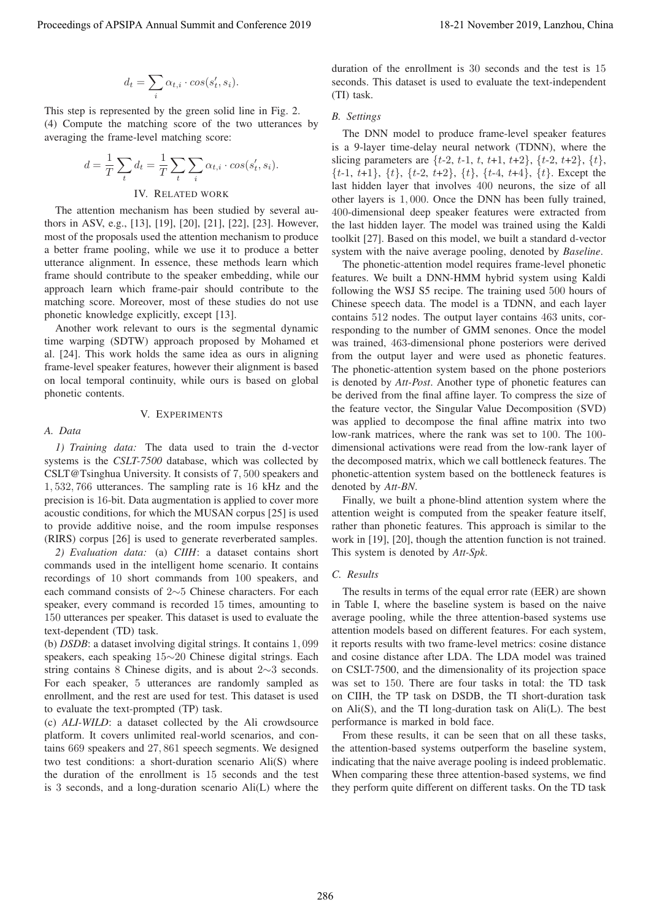$$d_t = \sum_i \alpha_{t,i} \cdot cos(s'_t, s_i).$$

This step is represented by the green solid line in Fig. 2.

(4) Compute the matching score of the two utterances by averaging the frame-level matching score:

$$d = \frac{1}{T} \sum_t d_t = \frac{1}{T} \sum_t \sum_i \alpha_{t,i} \cdot cos(s'_t, s_i).$$

## IV. Related work

The attention mechanism has been studied by several authors in ASV, e.g., [13], [19], [20], [21], [22], [23]. However, most of the proposals used the attention mechanism to produce a better frame pooling, while we use it to produce a better utterance alignment. In essence, these methods learn which frame should contribute to the speaker embedding, while our approach learn which frame-pair should contribute to the matching score. Moreover, most of these studies do not use phonetic knowledge explicitly, except [13].

Another work relevant to ours is the segmental dynamic time warping (SDTW) approach proposed by Mohamed et al. [24]. This work holds the same idea as ours in aligning frame-level speaker features, however their alignment is based on local temporal continuity, while ours is based on global phonetic contents.

## V. Experiments

### A. Data

*1) Training data:* The data used to train the d-vector systems is the *CSLT-7500* database, which was collected by CSLT@Tsinghua University. It consists of $7,500$ speakers and $1,532,766$ utterances. The sampling rate is $16$ kHz and the precision is $16$-bit. Data augmentation is applied to cover more acoustic conditions, for which the MUSAN corpus [25] is used to provide additive noise, and the room impulse responses (RIRS) corpus [26] is used to generate reverberated samples.

*2) Evaluation data:* (a) *CIIH*: a dataset contains short commands used in the intelligent home scenario. It contains recordings of $10$ short commands from $100$ speakers, and each command consists of $2\sim5$ Chinese characters. For each speaker, every command is recorded $15$ times, amounting to $150$ utterances per speaker. This dataset is used to evaluate the text-dependent (TD) task.

(b) *DSDB*: a dataset involving digital strings. It contains $1,099$ speakers, each speaking $15\sim20$ Chinese digital strings. Each string contains $8$ Chinese digits, and is about $2\sim3$ seconds. For each speaker, $5$ utterances are randomly sampled as enrollment, and the rest are used for test. This dataset is used to evaluate the text-prompted (TP) task.

(c) *ALI-WILD*: a dataset collected by the Ali crowdsource platform. It covers unlimited real-world scenarios, and contains $669$ speakers and $27,861$ speech segments. We designed two test conditions: a short-duration scenario Ali(S) where the duration of the enrollment is $15$ seconds and the test is $3$ seconds, and a long-duration scenario Ali(L) where the duration of the enrollment is $30$ seconds and the test is $15$ seconds. This dataset is used to evaluate the text-independent (TI) task.

### B. Settings

The DNN model to produce frame-level speaker features is a 9-layer time-delay neural network (TDNN), where the slicing parameters are {$t$-2, $t$-1, $t$, $t$+1, $t$+2}, {$t$-2, $t$+2}, {$t$}, {$t$-1, $t$+1}, {$t$}, {$t$-2, $t$+2}, {$t$}, {$t$-4, $t$+4}, {$t$}. Except the last hidden layer that involves $400$ neurons, the size of all other layers is $1,000$. Once the DNN has been fully trained, $400$-dimensional deep speaker features were extracted from the last hidden layer. The model was trained using the Kaldi toolkit [27]. Based on this model, we built a standard d-vector system with the naive average pooling, denoted by *Baseline*.

The phonetic-attention model requires frame-level phonetic features. We built a DNN-HMM hybrid system using Kaldi following the WSJ S5 recipe. The training used $500$ hours of Chinese speech data. The model is a TDNN, and each layer contains $512$ nodes. The output layer contains $463$ units, corresponding to the number of GMM senones. Once the model was trained, $463$-dimensional phone posteriors were derived from the output layer and were used as phonetic features. The phonetic-attention system based on the phone posteriors is denoted by *Att-Post*. Another type of phonetic features can be derived from the final affine layer. To compress the size of the feature vector, the Singular Value Decomposition (SVD) was applied to decompose the final affine matrix into two low-rank matrices, where the rank was set to $100$. The $100$-dimensional activations were read from the low-rank layer of the decomposed matrix, which we call bottleneck features. The phonetic-attention system based on the bottleneck features is denoted by *Att-BN*.

Finally, we built a phone-blind attention system where the attention weight is computed from the speaker feature itself, rather than phonetic features. This approach is similar to the work in [19], [20], though the attention function is not trained. This system is denoted by *Att-Spk*.

### C. Results

The results in terms of the equal error rate (EER) are shown in Table I, where the baseline system is based on the naive average pooling, while the three attention-based systems use attention models based on different features. For each system, it reports results with two frame-level metrics: cosine distance and cosine distance after LDA. The LDA model was trained on CSLT-7500, and the dimensionality of its projection space was set to $150$. There are four tasks in total: the TD task on CIIH, the TP task on DSDB, the TI short-duration task on Ali(S), and the TI long-duration task on Ali(L). The best performance is marked in bold face.

From these results, it can be seen that on all these tasks, the attention-based systems outperform the baseline system, indicating that the naive average pooling is indeed problematic. When comparing these three attention-based systems, we find they perform quite different on different tasks. On the TD task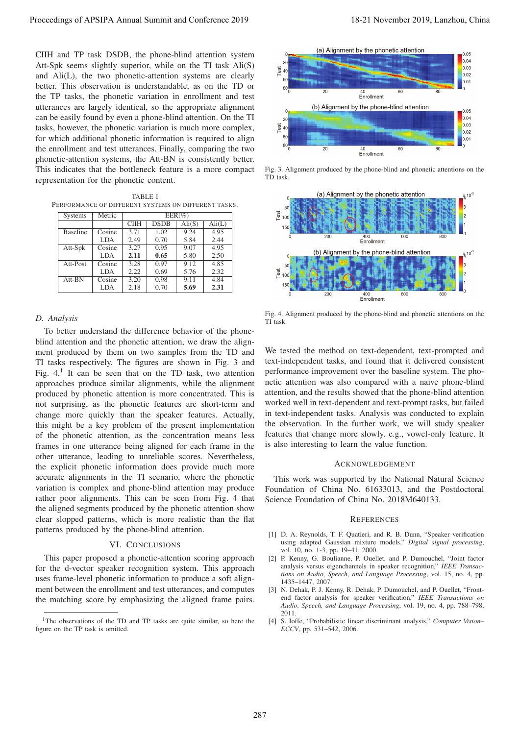CIIH and TP task DSDB, the phone-blind attention system Att-Spk seems slightly superior, while on the TI task Ali(S) and Ali(L), the two phonetic-attention systems are clearly better. This observation is understandable, as on the TD or the TP tasks, the phonetic variation in enrollment and test utterances are largely identical, so the appropriate alignment can be easily found by even a phone-blind attention. On the TI tasks, however, the phonetic variation is much more complex, for which additional phonetic information is required to align the enrollment and test utterances. Finally, comparing the two phonetic-attention systems, the Att-BN is consistently better. This indicates that the bottleneck feature is a more compact representation for the phonetic content.

TABLE I
PERFORMANCE OF DIFFERENT SYSTEMS ON DIFFERENT TASKS.

| Systems | Metric | EER(%) | | | |
|---|---|---|---|---|---|
| | | CIIH | DSDB | Ali(S) | Ali(L) |
| Baseline | Cosine | 3.71 | 1.02 | 9.24 | 4.95 |
| | LDA | 2.49 | 0.70 | 5.84 | 2.44 |
| Att-Spk | Cosine | 3.27 | 0.95 | 9.07 | 4.95 |
| | LDA | **2.11** | **0.65** | 5.80 | 2.50 |
| Att-Post | Cosine | 3.28 | 0.97 | 9.12 | 4.85 |
| | LDA | 2.22 | 0.69 | 5.76 | 2.32 |
| Att-BN | Cosine | 3.20 | 0.98 | 9.11 | 4.84 |
| | LDA | 2.18 | 0.70 | **5.69** | **2.31** |

### D. Analysis

To better understand the difference behavior of the phone-blind attention and the phonetic attention, we draw the alignment produced by them on two samples from the TD and TI tasks respectively. The figures are shown in Fig. 3 and Fig. 4.[1] It can be seen that on the TD task, two attention approaches produce similar alignments, while the alignment produced by phonetic attention is more concentrated. This is not surprising, as the phonetic features are short-term and change more quickly than the speaker features. Actually, this might be a key problem of the present implementation of the phonetic attention, as the concentration means less frames in one utterance being aligned for each frame in the other utterance, leading to unreliable scores. Nevertheless, the explicit phonetic information does provide much more accurate alignments in the TI scenario, where the phonetic variation is complex and phone-blind attention may produce rather poor alignments. This can be seen from Fig. 4 that the aligned segments produced by the phonetic attention show clear slopped patterns, which is more realistic than the flat patterns produced by the phone-blind attention.

[1] The observations of the TD and TP tasks are quite similar, so here the figure on the TP task is omitted.

Fig. 3. Alignment produced by the phone-blind and phonetic attentions on the TD task.

Fig. 4. Alignment produced by the phone-blind and phonetic attentions on the TI task.

## VI. Conclusions

This paper proposed a phonetic-attention scoring approach for the d-vector speaker recognition system. This approach uses frame-level phonetic information to produce a soft alignment between the enrollment and test utterances, and computes the matching score by emphasizing the aligned frame pairs. We tested the method on text-dependent, text-prompted and text-independent tasks, and found that it delivered consistent performance improvement over the baseline system. The phonetic attention was also compared with a naive phone-blind attention, and the results showed that the phone-blind attention worked well in text-dependent and text-prompt tasks, but failed in text-independent tasks. Analysis was conducted to explain the observation. In the further work, we will study speaker features that change more slowly. e.g., vowel-only feature. It is also interesting to learn the value function.

## Acknowledgement

This work was supported by the National Natural Science Foundation of China No. 61633013, and the Postdoctoral Science Foundation of China No. 2018M640133.

## References

[1] D. A. Reynolds, T. F. Quatieri, and R. B. Dunn, "Speaker verification using adapted Gaussian mixture models," *Digital signal processing*, vol. 10, no. 1-3, pp. 19–41, 2000.

[2] P. Kenny, G. Boulianne, P. Ouellet, and P. Dumouchel, "Joint factor analysis versus eigenchannels in speaker recognition," *IEEE Transactions on Audio, Speech, and Language Processing*, vol. 15, no. 4, pp. 1435–1447, 2007.

[3] N. Dehak, P. J. Kenny, R. Dehak, P. Dumouchel, and P. Ouellet, "Front-end factor analysis for speaker verification," *IEEE Transactions on Audio, Speech, and Language Processing*, vol. 19, no. 4, pp. 788–798, 2011.

[4] S. Ioffe, "Probabilistic linear discriminant analysis," *Computer Vision–ECCV*, pp. 531–542, 2006.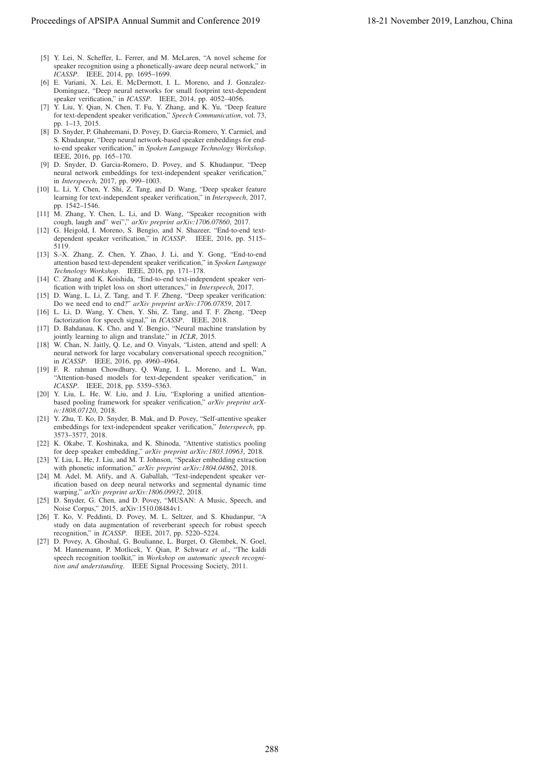[5] Y. Lei, N. Scheffer, L. Ferrer, and M. McLaren, "A novel scheme for speaker recognition using a phonetically-aware deep neural network," in *ICASSP*. IEEE, 2014, pp. 1695–1699.

[6] E. Variani, X. Lei, E. McDermott, I. L. Moreno, and J. Gonzalez-Dominguez, "Deep neural networks for small footprint text-dependent speaker verification," in *ICASSP*. IEEE, 2014, pp. 4052–4056.

[7] Y. Liu, Y. Qian, N. Chen, T. Fu, Y. Zhang, and K. Yu, "Deep feature for text-dependent speaker verification," *Speech Communication*, vol. 73, pp. 1–13, 2015.

[8] D. Snyder, P. Ghahremani, D. Povey, D. Garcia-Romero, Y. Carmiel, and S. Khudanpur, "Deep neural network-based speaker embeddings for end-to-end speaker verification," in *Spoken Language Technology Workshop*. IEEE, 2016, pp. 165–170.

[9] D. Snyder, D. Garcia-Romero, D. Povey, and S. Khudanpur, "Deep neural network embeddings for text-independent speaker verification," in *Interspeech*, 2017, pp. 999–1003.

[10] L. Li, Y. Chen, Y. Shi, Z. Tang, and D. Wang, "Deep speaker feature learning for text-independent speaker verification," in *Interspeech*, 2017, pp. 1542–1546.

[11] M. Zhang, Y. Chen, L. Li, and D. Wang, "Speaker recognition with cough, laugh and" wei"," *arXiv preprint arXiv:1706.07860*, 2017.

[12] G. Heigold, I. Moreno, S. Bengio, and N. Shazeer, "End-to-end text-dependent speaker verification," in *ICASSP*. IEEE, 2016, pp. 5115–5119.

[13] S.-X. Zhang, Z. Chen, Y. Zhao, J. Li, and Y. Gong, "End-to-end attention based text-dependent speaker verification," in *Spoken Language Technology Workshop*. IEEE, 2016, pp. 171–178.

[14] C. Zhang and K. Koishida, "End-to-end text-independent speaker verification with triplet loss on short utterances," in *Interspeech*, 2017.

[15] D. Wang, L. Li, Z. Tang, and T. F. Zheng, "Deep speaker verification: Do we need end to end?" *arXiv preprint arXiv:1706.07859*, 2017.

[16] L. Li, D. Wang, Y. Chen, Y. Shi, Z. Tang, and T. F. Zheng, "Deep factorization for speech signal," in *ICASSP*. IEEE, 2018.

[17] D. Bahdanau, K. Cho, and Y. Bengio, "Neural machine translation by jointly learning to align and translate," in *ICLR*, 2015.

[18] W. Chan, N. Jaitly, Q. Le, and O. Vinyals, "Listen, attend and spell: A neural network for large vocabulary conversational speech recognition," in *ICASSP*. IEEE, 2016, pp. 4960–4964.

[19] F. R. rahman Chowdhury, Q. Wang, I. L. Moreno, and L. Wan, "Attention-based models for text-dependent speaker verification," in *ICASSP*. IEEE, 2018, pp. 5359–5363.

[20] Y. Liu, L. He, W. Liu, and J. Liu, "Exploring a unified attention-based pooling framework for speaker verification," *arXiv preprint arXiv:1808.07120*, 2018.

[21] Y. Zhu, T. Ko, D. Snyder, B. Mak, and D. Povey, "Self-attentive speaker embeddings for text-independent speaker verification," *Interspeech*, pp. 3573–3577, 2018.

[22] K. Okabe, T. Koshinaka, and K. Shinoda, "Attentive statistics pooling for deep speaker embedding," *arXiv preprint arXiv:1803.10963*, 2018.

[23] Y. Liu, L. He, J. Liu, and M. T. Johnson, "Speaker embedding extraction with phonetic information," *arXiv preprint arXiv:1804.04862*, 2018.

[24] M. Adel, M. Afify, and A. Gaballah, "Text-independent speaker verification based on deep neural networks and segmental dynamic time warping," *arXiv preprint arXiv:1806.09932*, 2018.

[25] D. Snyder, G. Chen, and D. Povey, "MUSAN: A Music, Speech, and Noise Corpus," 2015, arXiv:1510.08484v1.

[26] T. Ko, V. Peddinti, D. Povey, M. L. Seltzer, and S. Khudanpur, "A study on data augmentation of reverberant speech for robust speech recognition," in *ICASSP*. IEEE, 2017, pp. 5220–5224.

[27] D. Povey, A. Ghoshal, G. Boulianne, L. Burget, O. Glembek, N. Goel, M. Hannemann, P. Motlicek, Y. Qian, P. Schwarz *et al.*, "The kaldi speech recognition toolkit," in *Workshop on automatic speech recognition and understanding*. IEEE Signal Processing Society, 2011.